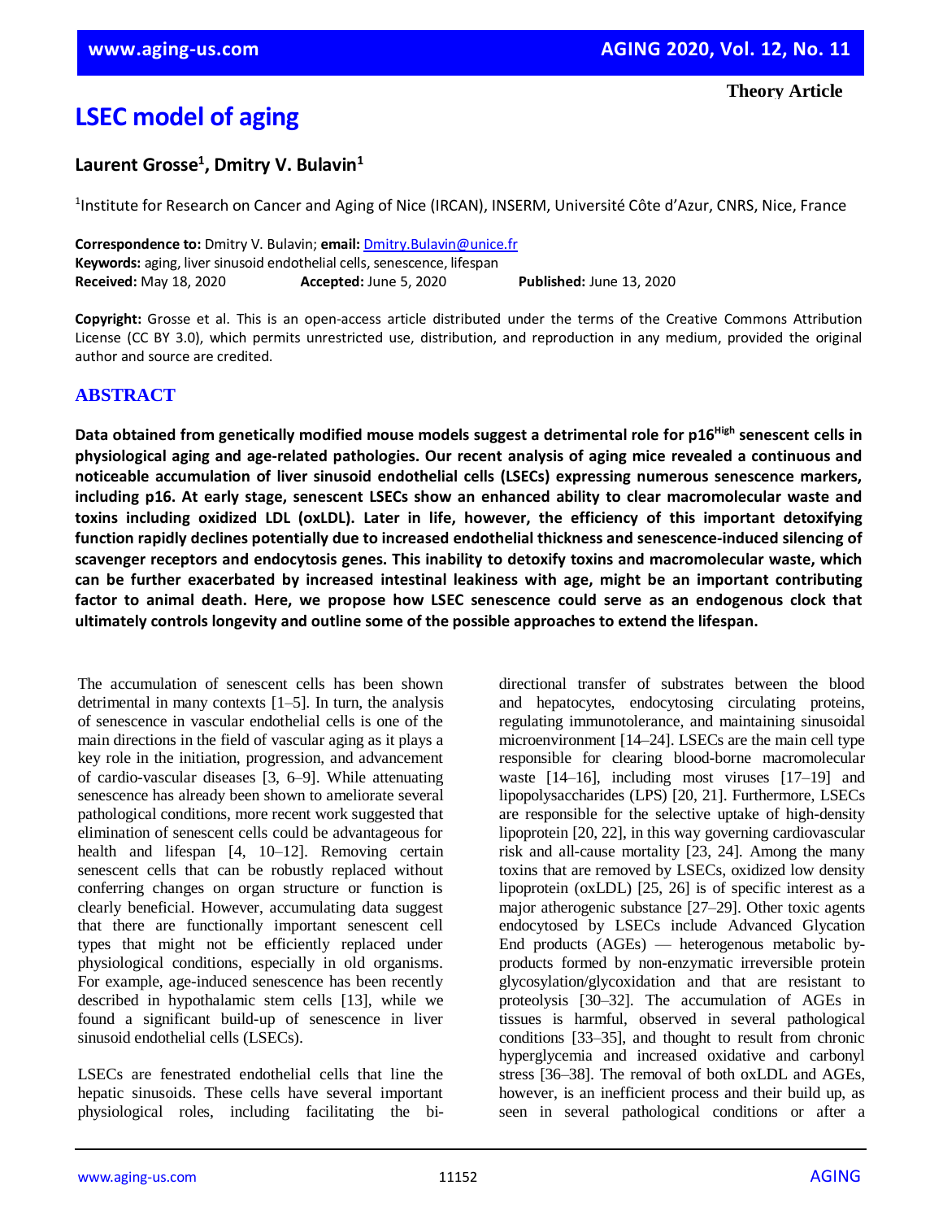Theory Article

# LSEC model of aging

**Laurent Grosse[1], Dmitry V. Bulavin[1]**

[1]Institute for Research on Cancer and Aging of Nice (IRCAN), INSERM, Université Côte d'Azur, CNRS, Nice, France

**Correspondence to:** Dmitry V. Bulavin; **email:** Dmitry.Bulavin@unice.fr
**Keywords:** aging, liver sinusoid endothelial cells, senescence, lifespan
**Received:** May 18, 2020 **Accepted:** June 5, 2020 **Published:** June 13, 2020

**Copyright:** Grosse et al. This is an open-access article distributed under the terms of the Creative Commons Attribution License (CC BY 3.0), which permits unrestricted use, distribution, and reproduction in any medium, provided the original author and source are credited.

## ABSTRACT

**Data obtained from genetically modified mouse models suggest a detrimental role for p16$^{High}$ senescent cells in physiological aging and age-related pathologies. Our recent analysis of aging mice revealed a continuous and noticeable accumulation of liver sinusoid endothelial cells (LSECs) expressing numerous senescence markers, including p16. At early stage, senescent LSECs show an enhanced ability to clear macromolecular waste and toxins including oxidized LDL (oxLDL). Later in life, however, the efficiency of this important detoxifying function rapidly declines potentially due to increased endothelial thickness and senescence-induced silencing of scavenger receptors and endocytosis genes. This inability to detoxify toxins and macromolecular waste, which can be further exacerbated by increased intestinal leakiness with age, might be an important contributing factor to animal death. Here, we propose how LSEC senescence could serve as an endogenous clock that ultimately controls longevity and outline some of the possible approaches to extend the lifespan.**

The accumulation of senescent cells has been shown detrimental in many contexts [1–5]. In turn, the analysis of senescence in vascular endothelial cells is one of the main directions in the field of vascular aging as it plays a key role in the initiation, progression, and advancement of cardio-vascular diseases [3, 6–9]. While attenuating senescence has already been shown to ameliorate several pathological conditions, more recent work suggested that elimination of senescent cells could be advantageous for health and lifespan [4, 10–12]. Removing certain senescent cells that can be robustly replaced without conferring changes on organ structure or function is clearly beneficial. However, accumulating data suggest that there are functionally important senescent cell types that might not be efficiently replaced under physiological conditions, especially in old organisms. For example, age-induced senescence has been recently described in hypothalamic stem cells [13], while we found a significant build-up of senescence in liver sinusoid endothelial cells (LSECs).

LSECs are fenestrated endothelial cells that line the hepatic sinusoids. These cells have several important physiological roles, including facilitating the bi-directional transfer of substrates between the blood and hepatocytes, endocytosing circulating proteins, regulating immunotolerance, and maintaining sinusoidal microenvironment [14–24]. LSECs are the main cell type responsible for clearing blood-borne macromolecular waste [14–16], including most viruses [17–19] and lipopolysaccharides (LPS) [20, 21]. Furthermore, LSECs are responsible for the selective uptake of high-density lipoprotein [20, 22], in this way governing cardiovascular risk and all-cause mortality [23, 24]. Among the many toxins that are removed by LSECs, oxidized low density lipoprotein (oxLDL) [25, 26] is of specific interest as a major atherogenic substance [27–29]. Other toxic agents endocytosed by LSECs include Advanced Glycation End products (AGEs) — heterogenous metabolic by-products formed by non-enzymatic irreversible protein glycosylation/glycoxidation and that are resistant to proteolysis [30–32]. The accumulation of AGEs in tissues is harmful, observed in several pathological conditions [33–35], and thought to result from chronic hyperglycemia and increased oxidative and carbonyl stress [36–38]. The removal of both oxLDL and AGEs, however, is an inefficient process and their build up, as seen in several pathological conditions or after a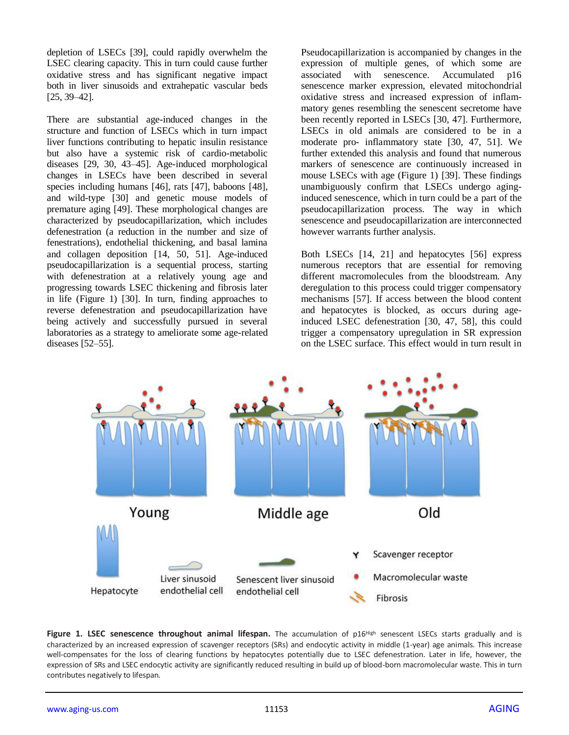depletion of LSECs [39], could rapidly overwhelm the LSEC clearing capacity. This in turn could cause further oxidative stress and has significant negative impact both in liver sinusoids and extrahepatic vascular beds [25, 39–42].

There are substantial age-induced changes in the structure and function of LSECs which in turn impact liver functions contributing to hepatic insulin resistance but also have a systemic risk of cardio-metabolic diseases [29, 30, 43–45]. Age-induced morphological changes in LSECs have been described in several species including humans [46], rats [47], baboons [48], and wild-type [30] and genetic mouse models of premature aging [49]. These morphological changes are characterized by pseudocapillarization, which includes defenestration (a reduction in the number and size of fenestrations), endothelial thickening, and basal lamina and collagen deposition [14, 50, 51]. Age-induced pseudocapillarization is a sequential process, starting with defenestration at a relatively young age and progressing towards LSEC thickening and fibrosis later in life (Figure 1) [30]. In turn, finding approaches to reverse defenestration and pseudocapillarization have being actively and successfully pursued in several laboratories as a strategy to ameliorate some age-related diseases [52–55].

Pseudocapillarization is accompanied by changes in the expression of multiple genes, of which some are associated with senescence. Accumulated p16 senescence marker expression, elevated mitochondrial oxidative stress and increased expression of inflammatory genes resembling the senescent secretome have been recently reported in LSECs [30, 47]. Furthermore, LSECs in old animals are considered to be in a moderate pro- inflammatory state [30, 47, 51]. We further extended this analysis and found that numerous markers of senescence are continuously increased in mouse LSECs with age (Figure 1) [39]. These findings unambiguously confirm that LSECs undergo aging-induced senescence, which in turn could be a part of the pseudocapillarization process. The way in which senescence and pseudocapillarization are interconnected however warrants further analysis.

Both LSECs [14, 21] and hepatocytes [56] express numerous receptors that are essential for removing different macromolecules from the bloodstream. Any deregulation to this process could trigger compensatory mechanisms [57]. If access between the blood content and hepatocytes is blocked, as occurs during age-induced LSEC defenestration [30, 47, 58], this could trigger a compensatory upregulation in SR expression on the LSEC surface. This effect would in turn result in

**Figure 1. LSEC senescence throughout animal lifespan.** The accumulation of p16[High] senescent LSECs starts gradually and is characterized by an increased expression of scavenger receptors (SRs) and endocytic activity in middle (1-year) age animals. This increase well-compensates for the loss of clearing functions by hepatocytes potentially due to LSEC defenestration. Later in life, however, the expression of SRs and LSEC endocytic activity are significantly reduced resulting in build up of blood-born macromolecular waste. This in turn contributes negatively to lifespan.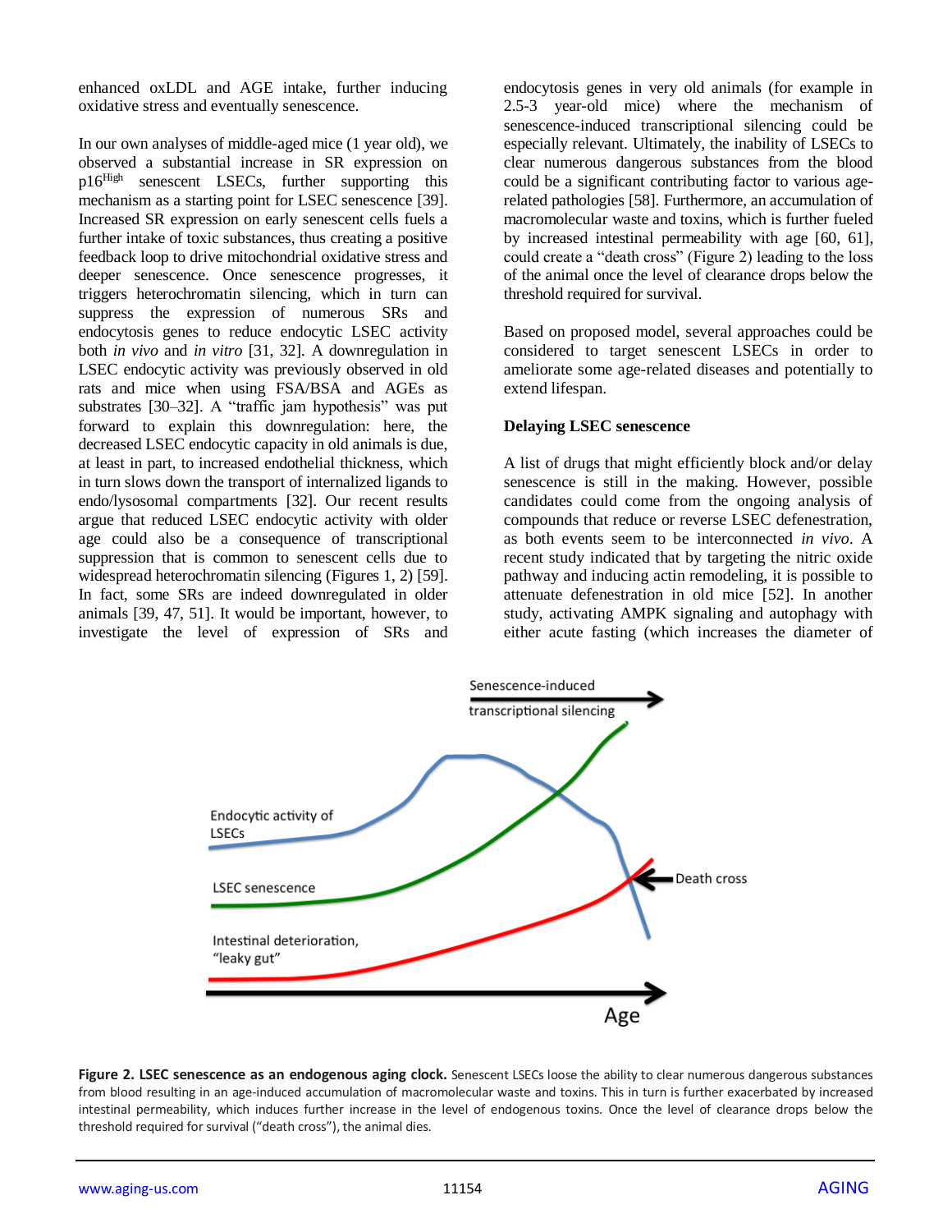enhanced oxLDL and AGE intake, further inducing oxidative stress and eventually senescence.

In our own analyses of middle-aged mice (1 year old), we observed a substantial increase in SR expression on p16[High] senescent LSECs, further supporting this mechanism as a starting point for LSEC senescence [39]. Increased SR expression on early senescent cells fuels a further intake of toxic substances, thus creating a positive feedback loop to drive mitochondrial oxidative stress and deeper senescence. Once senescence progresses, it triggers heterochromatin silencing, which in turn can suppress the expression of numerous SRs and endocytosis genes to reduce endocytic LSEC activity both *in vivo* and *in vitro* [31, 32]. A downregulation in LSEC endocytic activity was previously observed in old rats and mice when using FSA/BSA and AGEs as substrates [30–32]. A "traffic jam hypothesis" was put forward to explain this downregulation: here, the decreased LSEC endocytic capacity in old animals is due, at least in part, to increased endothelial thickness, which in turn slows down the transport of internalized ligands to endo/lysosomal compartments [32]. Our recent results argue that reduced LSEC endocytic activity with older age could also be a consequence of transcriptional suppression that is common to senescent cells due to widespread heterochromatin silencing (Figures 1, 2) [59]. In fact, some SRs are indeed downregulated in older animals [39, 47, 51]. It would be important, however, to investigate the level of expression of SRs and endocytosis genes in very old animals (for example in 2.5-3 year-old mice) where the mechanism of senescence-induced transcriptional silencing could be especially relevant. Ultimately, the inability of LSECs to clear numerous dangerous substances from the blood could be a significant contributing factor to various age-related pathologies [58]. Furthermore, an accumulation of macromolecular waste and toxins, which is further fueled by increased intestinal permeability with age [60, 61], could create a "death cross" (Figure 2) leading to the loss of the animal once the level of clearance drops below the threshold required for survival.

Based on proposed model, several approaches could be considered to target senescent LSECs in order to ameliorate some age-related diseases and potentially to extend lifespan.

**Delaying LSEC senescence**

A list of drugs that might efficiently block and/or delay senescence is still in the making. However, possible candidates could come from the ongoing analysis of compounds that reduce or reverse LSEC defenestration, as both events seem to be interconnected *in vivo*. A recent study indicated that by targeting the nitric oxide pathway and inducing actin remodeling, it is possible to attenuate defenestration in old mice [52]. In another study, activating AMPK signaling and autophagy with either acute fasting (which increases the diameter of

**Figure 2. LSEC senescence as an endogenous aging clock.** Senescent LSECs loose the ability to clear numerous dangerous substances from blood resulting in an age-induced accumulation of macromolecular waste and toxins. This in turn is further exacerbated by increased intestinal permeability, which induces further increase in the level of endogenous toxins. Once the level of clearance drops below the threshold required for survival ("death cross"), the animal dies.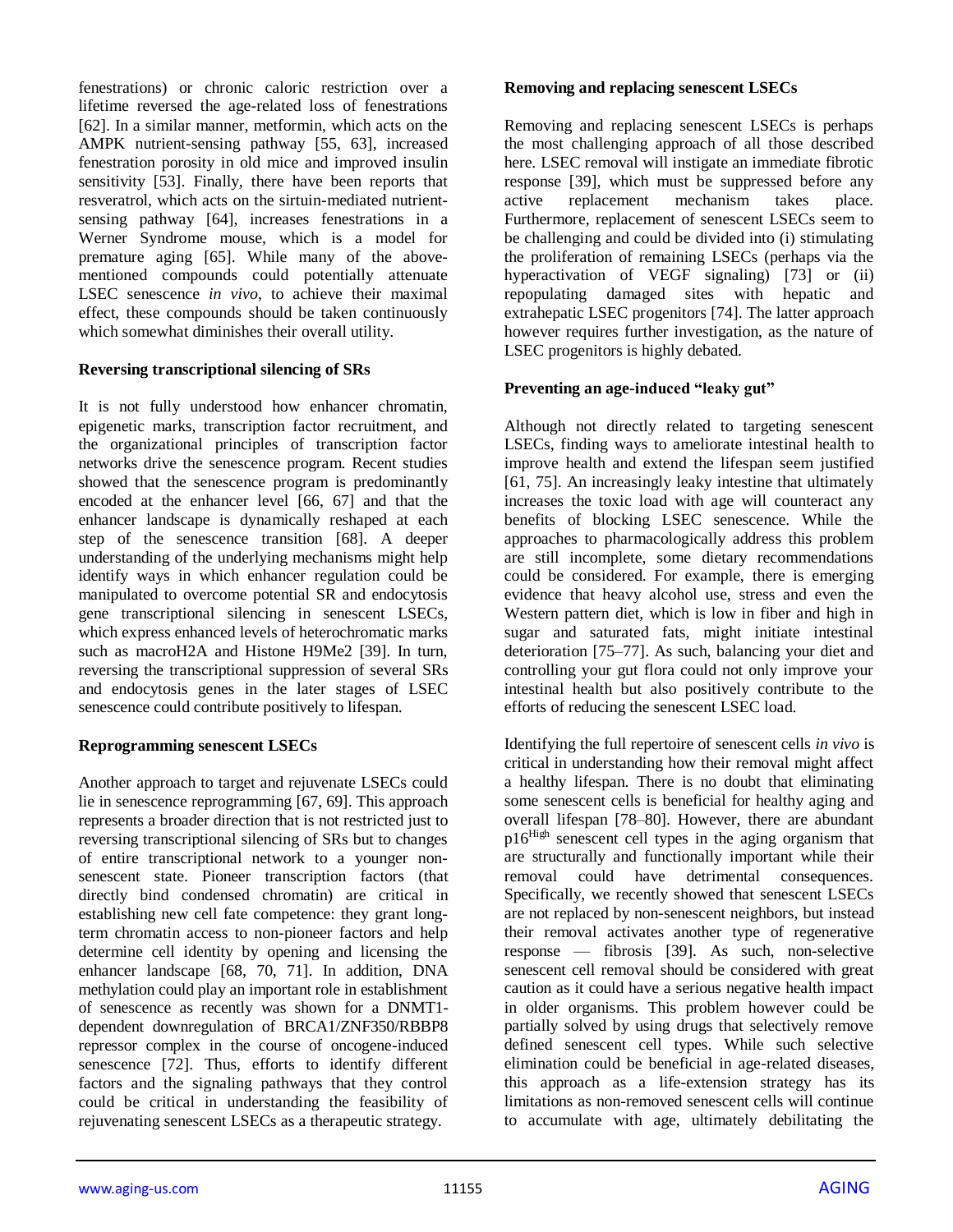fenestrations) or chronic caloric restriction over a lifetime reversed the age-related loss of fenestrations [62]. In a similar manner, metformin, which acts on the AMPK nutrient-sensing pathway [55, 63], increased fenestration porosity in old mice and improved insulin sensitivity [53]. Finally, there have been reports that resveratrol, which acts on the sirtuin-mediated nutrient-sensing pathway [64], increases fenestrations in a Werner Syndrome mouse, which is a model for premature aging [65]. While many of the above-mentioned compounds could potentially attenuate LSEC senescence *in vivo*, to achieve their maximal effect, these compounds should be taken continuously which somewhat diminishes their overall utility.

**Reversing transcriptional silencing of SRs**

It is not fully understood how enhancer chromatin, epigenetic marks, transcription factor recruitment, and the organizational principles of transcription factor networks drive the senescence program. Recent studies showed that the senescence program is predominantly encoded at the enhancer level [66, 67] and that the enhancer landscape is dynamically reshaped at each step of the senescence transition [68]. A deeper understanding of the underlying mechanisms might help identify ways in which enhancer regulation could be manipulated to overcome potential SR and endocytosis gene transcriptional silencing in senescent LSECs, which express enhanced levels of heterochromatic marks such as macroH2A and Histone H9Me2 [39]. In turn, reversing the transcriptional suppression of several SRs and endocytosis genes in the later stages of LSEC senescence could contribute positively to lifespan.

**Reprogramming senescent LSECs**

Another approach to target and rejuvenate LSECs could lie in senescence reprogramming [67, 69]. This approach represents a broader direction that is not restricted just to reversing transcriptional silencing of SRs but to changes of entire transcriptional network to a younger non-senescent state. Pioneer transcription factors (that directly bind condensed chromatin) are critical in establishing new cell fate competence: they grant long-term chromatin access to non-pioneer factors and help determine cell identity by opening and licensing the enhancer landscape [68, 70, 71]. In addition, DNA methylation could play an important role in establishment of senescence as recently was shown for a DNMT1-dependent downregulation of BRCA1/ZNF350/RBBP8 repressor complex in the course of oncogene-induced senescence [72]. Thus, efforts to identify different factors and the signaling pathways that they control could be critical in understanding the feasibility of rejuvenating senescent LSECs as a therapeutic strategy.

**Removing and replacing senescent LSECs**

Removing and replacing senescent LSECs is perhaps the most challenging approach of all those described here. LSEC removal will instigate an immediate fibrotic response [39], which must be suppressed before any active replacement mechanism takes place. Furthermore, replacement of senescent LSECs seem to be challenging and could be divided into (i) stimulating the proliferation of remaining LSECs (perhaps via the hyperactivation of VEGF signaling) [73] or (ii) repopulating damaged sites with hepatic and extrahepatic LSEC progenitors [74]. The latter approach however requires further investigation, as the nature of LSEC progenitors is highly debated.

**Preventing an age-induced "leaky gut"**

Although not directly related to targeting senescent LSECs, finding ways to ameliorate intestinal health to improve health and extend the lifespan seem justified [61, 75]. An increasingly leaky intestine that ultimately increases the toxic load with age will counteract any benefits of blocking LSEC senescence. While the approaches to pharmacologically address this problem are still incomplete, some dietary recommendations could be considered. For example, there is emerging evidence that heavy alcohol use, stress and even the Western pattern diet, which is low in fiber and high in sugar and saturated fats, might initiate intestinal deterioration [75–77]. As such, balancing your diet and controlling your gut flora could not only improve your intestinal health but also positively contribute to the efforts of reducing the senescent LSEC load.

Identifying the full repertoire of senescent cells *in vivo* is critical in understanding how their removal might affect a healthy lifespan. There is no doubt that eliminating some senescent cells is beneficial for healthy aging and overall lifespan [78–80]. However, there are abundant $p16^{High}$ senescent cell types in the aging organism that are structurally and functionally important while their removal could have detrimental consequences. Specifically, we recently showed that senescent LSECs are not replaced by non-senescent neighbors, but instead their removal activates another type of regenerative response — fibrosis [39]. As such, non-selective senescent cell removal should be considered with great caution as it could have a serious negative health impact in older organisms. This problem however could be partially solved by using drugs that selectively remove defined senescent cell types. While such selective elimination could be beneficial in age-related diseases, this approach as a life-extension strategy has its limitations as non-removed senescent cells will continue to accumulate with age, ultimately debilitating the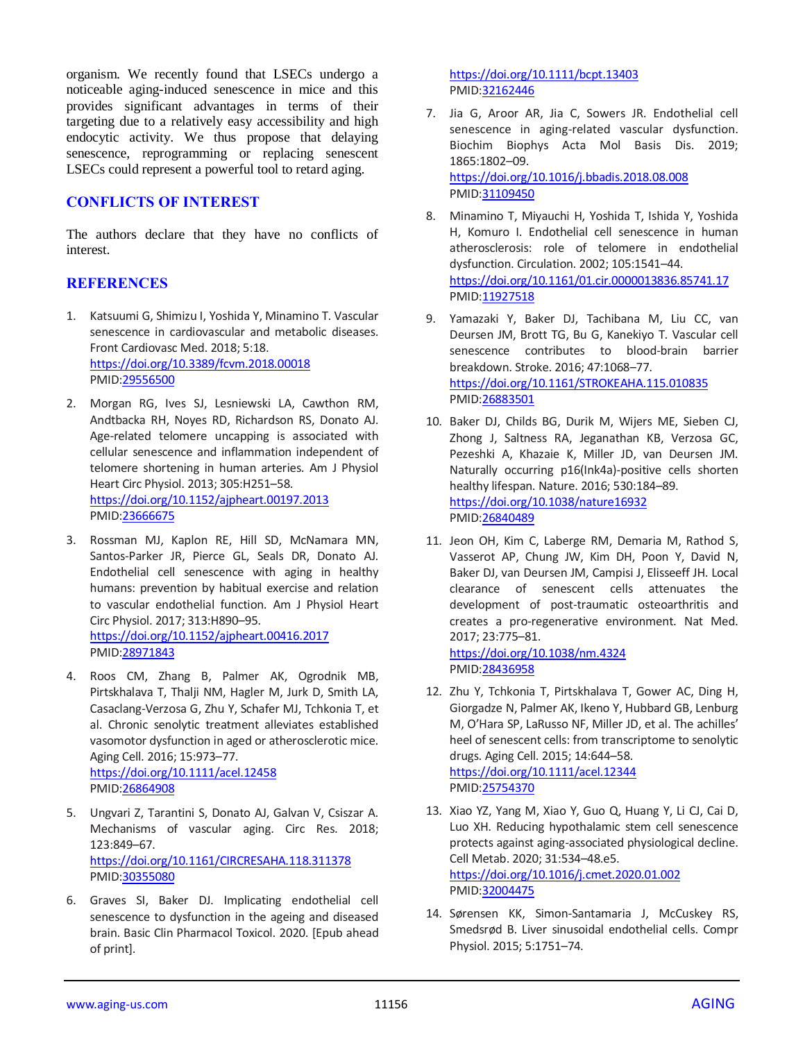organism. We recently found that LSECs undergo a noticeable aging-induced senescence in mice and this provides significant advantages in terms of their targeting due to a relatively easy accessibility and high endocytic activity. We thus propose that delaying senescence, reprogramming or replacing senescent LSECs could represent a powerful tool to retard aging.

## CONFLICTS OF INTEREST

The authors declare that they have no conflicts of interest.

## REFERENCES

1. Katsuumi G, Shimizu I, Yoshida Y, Minamino T. Vascular senescence in cardiovascular and metabolic diseases. Front Cardiovasc Med. 2018; 5:18. https://doi.org/10.3389/fcvm.2018.00018 PMID:29556500

2. Morgan RG, Ives SJ, Lesniewski LA, Cawthon RM, Andtbacka RH, Noyes RD, Richardson RS, Donato AJ. Age-related telomere uncapping is associated with cellular senescence and inflammation independent of telomere shortening in human arteries. Am J Physiol Heart Circ Physiol. 2013; 305:H251–58. https://doi.org/10.1152/ajpheart.00197.2013 PMID:23666675

3. Rossman MJ, Kaplon RE, Hill SD, McNamara MN, Santos-Parker JR, Pierce GL, Seals DR, Donato AJ. Endothelial cell senescence with aging in healthy humans: prevention by habitual exercise and relation to vascular endothelial function. Am J Physiol Heart Circ Physiol. 2017; 313:H890–95. https://doi.org/10.1152/ajpheart.00416.2017 PMID:28971843

4. Roos CM, Zhang B, Palmer AK, Ogrodnik MB, Pirtskhalava T, Thalji NM, Hagler M, Jurk D, Smith LA, Casaclang-Verzosa G, Zhu Y, Schafer MJ, Tchkonia T, et al. Chronic senolytic treatment alleviates established vasomotor dysfunction in aged or atherosclerotic mice. Aging Cell. 2016; 15:973–77. https://doi.org/10.1111/acel.12458 PMID:26864908

5. Ungvari Z, Tarantini S, Donato AJ, Galvan V, Csiszar A. Mechanisms of vascular aging. Circ Res. 2018; 123:849–67. https://doi.org/10.1161/CIRCRESAHA.118.311378 PMID:30355080

6. Graves SI, Baker DJ. Implicating endothelial cell senescence to dysfunction in the ageing and diseased brain. Basic Clin Pharmacol Toxicol. 2020. [Epub ahead of print]. https://doi.org/10.1111/bcpt.13403 PMID:32162446

7. Jia G, Aroor AR, Jia C, Sowers JR. Endothelial cell senescence in aging-related vascular dysfunction. Biochim Biophys Acta Mol Basis Dis. 2019; 1865:1802–09. https://doi.org/10.1016/j.bbadis.2018.08.008 PMID:31109450

8. Minamino T, Miyauchi H, Yoshida T, Ishida Y, Yoshida H, Komuro I. Endothelial cell senescence in human atherosclerosis: role of telomere in endothelial dysfunction. Circulation. 2002; 105:1541–44. https://doi.org/10.1161/01.cir.0000013836.85741.17 PMID:11927518

9. Yamazaki Y, Baker DJ, Tachibana M, Liu CC, van Deursen JM, Brott TG, Bu G, Kanekiyo T. Vascular cell senescence contributes to blood-brain barrier breakdown. Stroke. 2016; 47:1068–77. https://doi.org/10.1161/STROKEAHA.115.010835 PMID:26883501

10. Baker DJ, Childs BG, Durik M, Wijers ME, Sieben CJ, Zhong J, Saltness RA, Jeganathan KB, Verzosa GC, Pezeshki A, Khazaie K, Miller JD, van Deursen JM. Naturally occurring p16(Ink4a)-positive cells shorten healthy lifespan. Nature. 2016; 530:184–89. https://doi.org/10.1038/nature16932 PMID:26840489

11. Jeon OH, Kim C, Laberge RM, Demaria M, Rathod S, Vasserot AP, Chung JW, Kim DH, Poon Y, David N, Baker DJ, van Deursen JM, Campisi J, Elisseeff JH. Local clearance of senescent cells attenuates the development of post-traumatic osteoarthritis and creates a pro-regenerative environment. Nat Med. 2017; 23:775–81. https://doi.org/10.1038/nm.4324 PMID:28436958

12. Zhu Y, Tchkonia T, Pirtskhalava T, Gower AC, Ding H, Giorgadze N, Palmer AK, Ikeno Y, Hubbard GB, Lenburg M, O'Hara SP, LaRusso NF, Miller JD, et al. The achilles' heel of senescent cells: from transcriptome to senolytic drugs. Aging Cell. 2015; 14:644–58. https://doi.org/10.1111/acel.12344 PMID:25754370

13. Xiao YZ, Yang M, Xiao Y, Guo Q, Huang Y, Li CJ, Cai D, Luo XH. Reducing hypothalamic stem cell senescence protects against aging-associated physiological decline. Cell Metab. 2020; 31:534–48.e5. https://doi.org/10.1016/j.cmet.2020.01.002 PMID:32004475

14. Sørensen KK, Simon-Santamaria J, McCuskey RS, Smedsrød B. Liver sinusoidal endothelial cells. Compr Physiol. 2015; 5:1751–74.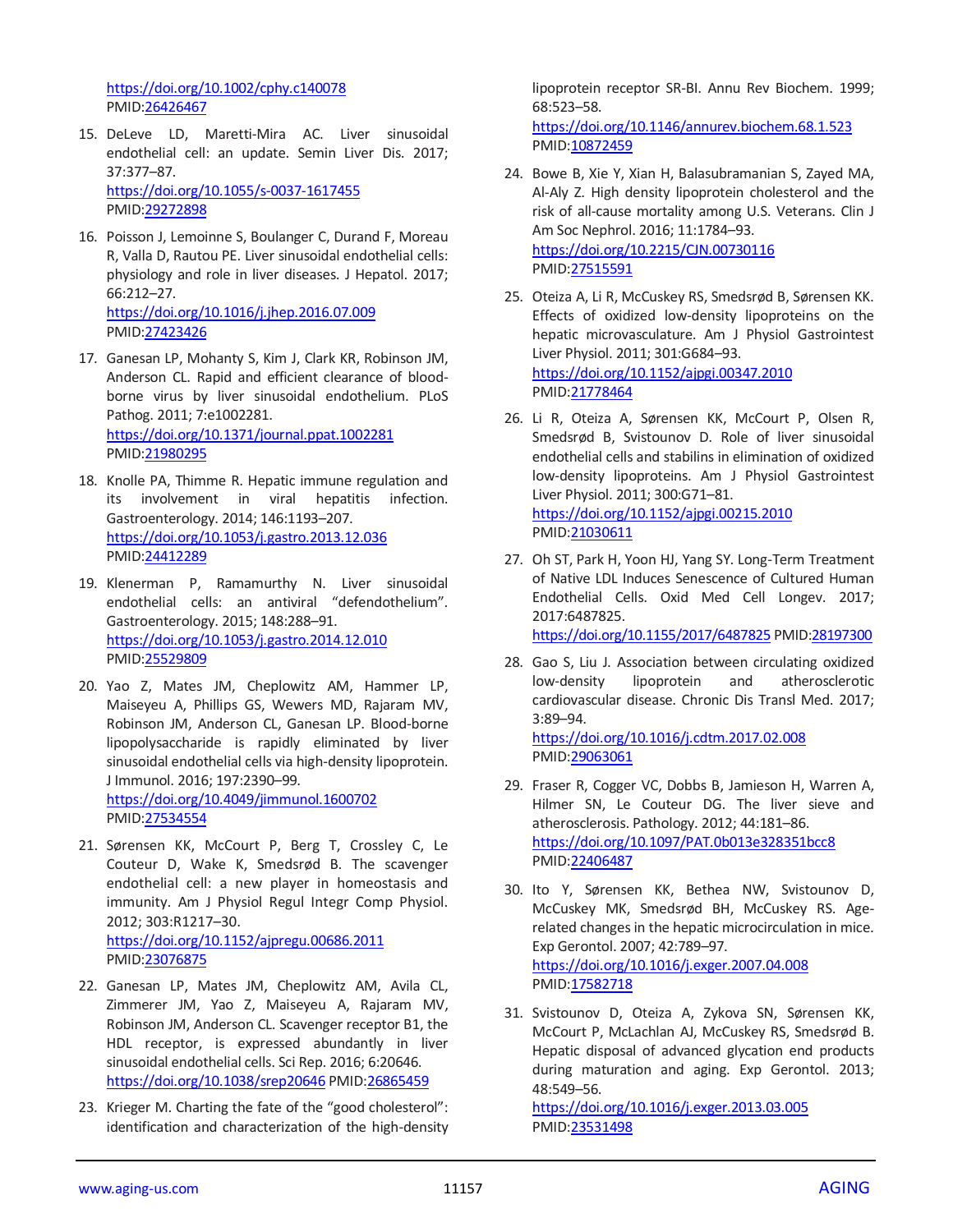https://doi.org/10.1002/cphy.c140078
PMID:26426467

15. DeLeve LD, Maretti-Mira AC. Liver sinusoidal endothelial cell: an update. Semin Liver Dis. 2017; 37:377–87.
https://doi.org/10.1055/s-0037-1617455
PMID:29272898

16. Poisson J, Lemoinne S, Boulanger C, Durand F, Moreau R, Valla D, Rautou PE. Liver sinusoidal endothelial cells: physiology and role in liver diseases. J Hepatol. 2017; 66:212–27.
https://doi.org/10.1016/j.jhep.2016.07.009
PMID:27423426

17. Ganesan LP, Mohanty S, Kim J, Clark KR, Robinson JM, Anderson CL. Rapid and efficient clearance of blood-borne virus by liver sinusoidal endothelium. PLoS Pathog. 2011; 7:e1002281.
https://doi.org/10.1371/journal.ppat.1002281
PMID:21980295

18. Knolle PA, Thimme R. Hepatic immune regulation and its involvement in viral hepatitis infection. Gastroenterology. 2014; 146:1193–207.
https://doi.org/10.1053/j.gastro.2013.12.036
PMID:24412289

19. Klenerman P, Ramamurthy N. Liver sinusoidal endothelial cells: an antiviral "defendothelium". Gastroenterology. 2015; 148:288–91.
https://doi.org/10.1053/j.gastro.2014.12.010
PMID:25529809

20. Yao Z, Mates JM, Cheplowitz AM, Hammer LP, Maiseyeu A, Phillips GS, Wewers MD, Rajaram MV, Robinson JM, Anderson CL, Ganesan LP. Blood-borne lipopolysaccharide is rapidly eliminated by liver sinusoidal endothelial cells via high-density lipoprotein. J Immunol. 2016; 197:2390–99.
https://doi.org/10.4049/jimmunol.1600702
PMID:27534554

21. Sørensen KK, McCourt P, Berg T, Crossley C, Le Couteur D, Wake K, Smedsrød B. The scavenger endothelial cell: a new player in homeostasis and immunity. Am J Physiol Regul Integr Comp Physiol. 2012; 303:R1217–30.
https://doi.org/10.1152/ajpregu.00686.2011
PMID:23076875

22. Ganesan LP, Mates JM, Cheplowitz AM, Avila CL, Zimmerer JM, Yao Z, Maiseyeu A, Rajaram MV, Robinson JM, Anderson CL. Scavenger receptor B1, the HDL receptor, is expressed abundantly in liver sinusoidal endothelial cells. Sci Rep. 2016; 6:20646.
https://doi.org/10.1038/srep20646 PMID:26865459

23. Krieger M. Charting the fate of the "good cholesterol": identification and characterization of the high-density lipoprotein receptor SR-BI. Annu Rev Biochem. 1999; 68:523–58.
https://doi.org/10.1146/annurev.biochem.68.1.523
PMID:10872459

24. Bowe B, Xie Y, Xian H, Balasubramanian S, Zayed MA, Al-Aly Z. High density lipoprotein cholesterol and the risk of all-cause mortality among U.S. Veterans. Clin J Am Soc Nephrol. 2016; 11:1784–93.
https://doi.org/10.2215/CJN.00730116
PMID:27515591

25. Oteiza A, Li R, McCuskey RS, Smedsrød B, Sørensen KK. Effects of oxidized low-density lipoproteins on the hepatic microvasculature. Am J Physiol Gastrointest Liver Physiol. 2011; 301:G684–93.
https://doi.org/10.1152/ajpgi.00347.2010
PMID:21778464

26. Li R, Oteiza A, Sørensen KK, McCourt P, Olsen R, Smedsrød B, Svistounov D. Role of liver sinusoidal endothelial cells and stabilins in elimination of oxidized low-density lipoproteins. Am J Physiol Gastrointest Liver Physiol. 2011; 300:G71–81.
https://doi.org/10.1152/ajpgi.00215.2010
PMID:21030611

27. Oh ST, Park H, Yoon HJ, Yang SY. Long-Term Treatment of Native LDL Induces Senescence of Cultured Human Endothelial Cells. Oxid Med Cell Longev. 2017; 2017:6487825.
https://doi.org/10.1155/2017/6487825 PMID:28197300

28. Gao S, Liu J. Association between circulating oxidized low-density lipoprotein and atherosclerotic cardiovascular disease. Chronic Dis Transl Med. 2017; 3:89–94.
https://doi.org/10.1016/j.cdtm.2017.02.008
PMID:29063061

29. Fraser R, Cogger VC, Dobbs B, Jamieson H, Warren A, Hilmer SN, Le Couteur DG. The liver sieve and atherosclerosis. Pathology. 2012; 44:181–86.
https://doi.org/10.1097/PAT.0b013e328351bcc8
PMID:22406487

30. Ito Y, Sørensen KK, Bethea NW, Svistounov D, McCuskey MK, Smedsrød BH, McCuskey RS. Age-related changes in the hepatic microcirculation in mice. Exp Gerontol. 2007; 42:789–97.
https://doi.org/10.1016/j.exger.2007.04.008
PMID:17582718

31. Svistounov D, Oteiza A, Zykova SN, Sørensen KK, McCourt P, McLachlan AJ, McCuskey RS, Smedsrød B. Hepatic disposal of advanced glycation end products during maturation and aging. Exp Gerontol. 2013; 48:549–56.
https://doi.org/10.1016/j.exger.2013.03.005
PMID:23531498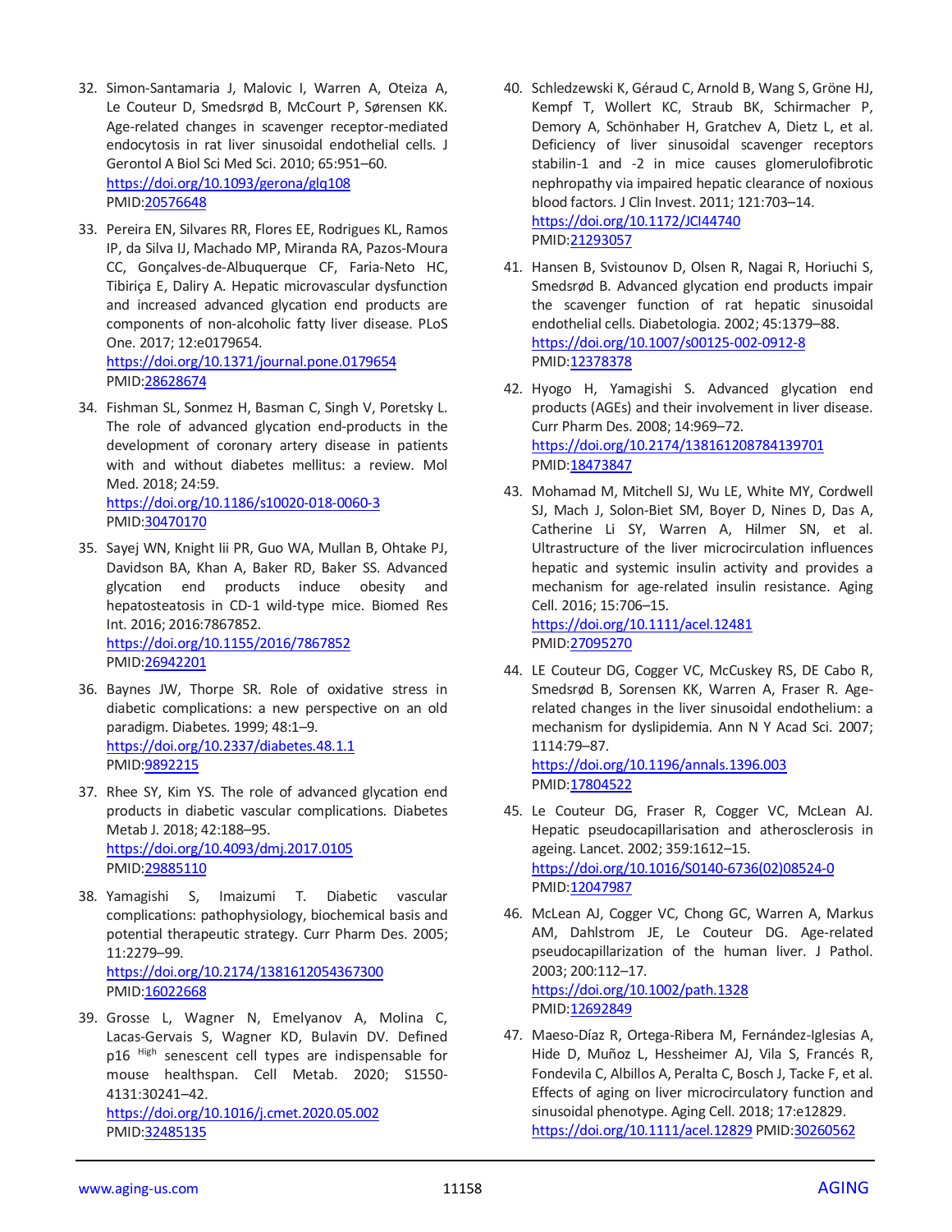32. Simon-Santamaria J, Malovic I, Warren A, Oteiza A, Le Couteur D, Smedsrød B, McCourt P, Sørensen KK. Age-related changes in scavenger receptor-mediated endocytosis in rat liver sinusoidal endothelial cells. J Gerontol A Biol Sci Med Sci. 2010; 65:951–60. https://doi.org/10.1093/gerona/glq108 PMID:20576648

33. Pereira EN, Silvares RR, Flores EE, Rodrigues KL, Ramos IP, da Silva IJ, Machado MP, Miranda RA, Pazos-Moura CC, Gonçalves-de-Albuquerque CF, Faria-Neto HC, Tibiriça E, Daliry A. Hepatic microvascular dysfunction and increased advanced glycation end products are components of non-alcoholic fatty liver disease. PLoS One. 2017; 12:e0179654. https://doi.org/10.1371/journal.pone.0179654 PMID:28628674

34. Fishman SL, Sonmez H, Basman C, Singh V, Poretsky L. The role of advanced glycation end-products in the development of coronary artery disease in patients with and without diabetes mellitus: a review. Mol Med. 2018; 24:59. https://doi.org/10.1186/s10020-018-0060-3 PMID:30470170

35. Sayej WN, Knight Iii PR, Guo WA, Mullan B, Ohtake PJ, Davidson BA, Khan A, Baker RD, Baker SS. Advanced glycation end products induce obesity and hepatosteatosis in CD-1 wild-type mice. Biomed Res Int. 2016; 2016:7867852. https://doi.org/10.1155/2016/7867852 PMID:26942201

36. Baynes JW, Thorpe SR. Role of oxidative stress in diabetic complications: a new perspective on an old paradigm. Diabetes. 1999; 48:1–9. https://doi.org/10.2337/diabetes.48.1.1 PMID:9892215

37. Rhee SY, Kim YS. The role of advanced glycation end products in diabetic vascular complications. Diabetes Metab J. 2018; 42:188–95. https://doi.org/10.4093/dmj.2017.0105 PMID:29885110

38. Yamagishi S, Imaizumi T. Diabetic vascular complications: pathophysiology, biochemical basis and potential therapeutic strategy. Curr Pharm Des. 2005; 11:2279–99. https://doi.org/10.2174/1381612054367300 PMID:16022668

39. Grosse L, Wagner N, Emelyanov A, Molina C, Lacas-Gervais S, Wagner KD, Bulavin DV. Defined p16 $^{High}$ senescent cell types are indispensable for mouse healthspan. Cell Metab. 2020; S1550-4131:30241–42. https://doi.org/10.1016/j.cmet.2020.05.002 PMID:32485135

40. Schledzewski K, Géraud C, Arnold B, Wang S, Gröne HJ, Kempf T, Wollert KC, Straub BK, Schirmacher P, Demory A, Schönhaber H, Gratchev A, Dietz L, et al. Deficiency of liver sinusoidal scavenger receptors stabilin-1 and -2 in mice causes glomerulofibrotic nephropathy via impaired hepatic clearance of noxious blood factors. J Clin Invest. 2011; 121:703–14. https://doi.org/10.1172/JCI44740 PMID:21293057

41. Hansen B, Svistounov D, Olsen R, Nagai R, Horiuchi S, Smedsrød B. Advanced glycation end products impair the scavenger function of rat hepatic sinusoidal endothelial cells. Diabetologia. 2002; 45:1379–88. https://doi.org/10.1007/s00125-002-0912-8 PMID:12378378

42. Hyogo H, Yamagishi S. Advanced glycation end products (AGEs) and their involvement in liver disease. Curr Pharm Des. 2008; 14:969–72. https://doi.org/10.2174/138161208784139701 PMID:18473847

43. Mohamad M, Mitchell SJ, Wu LE, White MY, Cordwell SJ, Mach J, Solon-Biet SM, Boyer D, Nines D, Das A, Catherine Li SY, Warren A, Hilmer SN, et al. Ultrastructure of the liver microcirculation influences hepatic and systemic insulin activity and provides a mechanism for age-related insulin resistance. Aging Cell. 2016; 15:706–15. https://doi.org/10.1111/acel.12481 PMID:27095270

44. LE Couteur DG, Cogger VC, McCuskey RS, DE Cabo R, Smedsrød B, Sorensen KK, Warren A, Fraser R. Age-related changes in the liver sinusoidal endothelium: a mechanism for dyslipidemia. Ann N Y Acad Sci. 2007; 1114:79–87. https://doi.org/10.1196/annals.1396.003 PMID:17804522

45. Le Couteur DG, Fraser R, Cogger VC, McLean AJ. Hepatic pseudocapillarisation and atherosclerosis in ageing. Lancet. 2002; 359:1612–15. https://doi.org/10.1016/S0140-6736(02)08524-0 PMID:12047987

46. McLean AJ, Cogger VC, Chong GC, Warren A, Markus AM, Dahlstrom JE, Le Couteur DG. Age-related pseudocapillarization of the human liver. J Pathol. 2003; 200:112–17. https://doi.org/10.1002/path.1328 PMID:12692849

47. Maeso-Díaz R, Ortega-Ribera M, Fernández-Iglesias A, Hide D, Muñoz L, Hessheimer AJ, Vila S, Francés R, Fondevila C, Albillos A, Peralta C, Bosch J, Tacke F, et al. Effects of aging on liver microcirculatory function and sinusoidal phenotype. Aging Cell. 2018; 17:e12829. https://doi.org/10.1111/acel.12829 PMID:30260562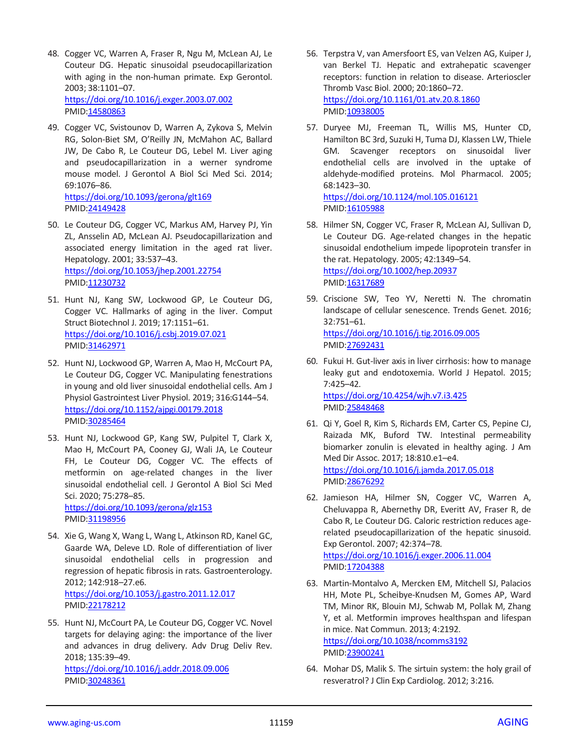48. Cogger VC, Warren A, Fraser R, Ngu M, McLean AJ, Le Couteur DG. Hepatic sinusoidal pseudocapillarization with aging in the non-human primate. Exp Gerontol. 2003; 38:1101–07.
https://doi.org/10.1016/j.exger.2003.07.002
PMID:14580863

49. Cogger VC, Svistounov D, Warren A, Zykova S, Melvin RG, Solon-Biet SM, O'Reilly JN, McMahon AC, Ballard JW, De Cabo R, Le Couteur DG, Lebel M. Liver aging and pseudocapillarization in a werner syndrome mouse model. J Gerontol A Biol Sci Med Sci. 2014; 69:1076–86.
https://doi.org/10.1093/gerona/glt169
PMID:24149428

50. Le Couteur DG, Cogger VC, Markus AM, Harvey PJ, Yin ZL, Ansselin AD, McLean AJ. Pseudocapillarization and associated energy limitation in the aged rat liver. Hepatology. 2001; 33:537–43.
https://doi.org/10.1053/jhep.2001.22754
PMID:11230732

51. Hunt NJ, Kang SW, Lockwood GP, Le Couteur DG, Cogger VC. Hallmarks of aging in the liver. Comput Struct Biotechnol J. 2019; 17:1151–61.
https://doi.org/10.1016/j.csbj.2019.07.021
PMID:31462971

52. Hunt NJ, Lockwood GP, Warren A, Mao H, McCourt PA, Le Couteur DG, Cogger VC. Manipulating fenestrations in young and old liver sinusoidal endothelial cells. Am J Physiol Gastrointest Liver Physiol. 2019; 316:G144–54.
https://doi.org/10.1152/ajpgi.00179.2018
PMID:30285464

53. Hunt NJ, Lockwood GP, Kang SW, Pulpitel T, Clark X, Mao H, McCourt PA, Cooney GJ, Wali JA, Le Couteur FH, Le Couteur DG, Cogger VC. The effects of metformin on age-related changes in the liver sinusoidal endothelial cell. J Gerontol A Biol Sci Med Sci. 2020; 75:278–85.
https://doi.org/10.1093/gerona/glz153
PMID:31198956

54. Xie G, Wang X, Wang L, Wang L, Atkinson RD, Kanel GC, Gaarde WA, Deleve LD. Role of differentiation of liver sinusoidal endothelial cells in progression and regression of hepatic fibrosis in rats. Gastroenterology. 2012; 142:918–27.e6.
https://doi.org/10.1053/j.gastro.2011.12.017
PMID:22178212

55. Hunt NJ, McCourt PA, Le Couteur DG, Cogger VC. Novel targets for delaying aging: the importance of the liver and advances in drug delivery. Adv Drug Deliv Rev. 2018; 135:39–49.
https://doi.org/10.1016/j.addr.2018.09.006
PMID:30248361

56. Terpstra V, van Amersfoort ES, van Velzen AG, Kuiper J, van Berkel TJ. Hepatic and extrahepatic scavenger receptors: function in relation to disease. Arterioscler Thromb Vasc Biol. 2000; 20:1860–72.
https://doi.org/10.1161/01.atv.20.8.1860
PMID:10938005

57. Duryee MJ, Freeman TL, Willis MS, Hunter CD, Hamilton BC 3rd, Suzuki H, Tuma DJ, Klassen LW, Thiele GM. Scavenger receptors on sinusoidal liver endothelial cells are involved in the uptake of aldehyde-modified proteins. Mol Pharmacol. 2005; 68:1423–30.
https://doi.org/10.1124/mol.105.016121
PMID:16105988

58. Hilmer SN, Cogger VC, Fraser R, McLean AJ, Sullivan D, Le Couteur DG. Age-related changes in the hepatic sinusoidal endothelium impede lipoprotein transfer in the rat. Hepatology. 2005; 42:1349–54.
https://doi.org/10.1002/hep.20937
PMID:16317689

59. Criscione SW, Teo YV, Neretti N. The chromatin landscape of cellular senescence. Trends Genet. 2016; 32:751–61.
https://doi.org/10.1016/j.tig.2016.09.005
PMID:27692431

60. Fukui H. Gut-liver axis in liver cirrhosis: how to manage leaky gut and endotoxemia. World J Hepatol. 2015; 7:425–42.
https://doi.org/10.4254/wjh.v7.i3.425
PMID:25848468

61. Qi Y, Goel R, Kim S, Richards EM, Carter CS, Pepine CJ, Raizada MK, Buford TW. Intestinal permeability biomarker zonulin is elevated in healthy aging. J Am Med Dir Assoc. 2017; 18:810.e1–e4.
https://doi.org/10.1016/j.jamda.2017.05.018
PMID:28676292

62. Jamieson HA, Hilmer SN, Cogger VC, Warren A, Cheluvappa R, Abernethy DR, Everitt AV, Fraser R, de Cabo R, Le Couteur DG. Caloric restriction reduces age-related pseudocapillarization of the hepatic sinusoid. Exp Gerontol. 2007; 42:374–78.
https://doi.org/10.1016/j.exger.2006.11.004
PMID:17204388

63. Martin-Montalvo A, Mercken EM, Mitchell SJ, Palacios HH, Mote PL, Scheibye-Knudsen M, Gomes AP, Ward TM, Minor RK, Blouin MJ, Schwab M, Pollak M, Zhang Y, et al. Metformin improves healthspan and lifespan in mice. Nat Commun. 2013; 4:2192.
https://doi.org/10.1038/ncomms3192
PMID:23900241

64. Mohar DS, Malik S. The sirtuin system: the holy grail of resveratrol? J Clin Exp Cardiolog. 2012; 3:216.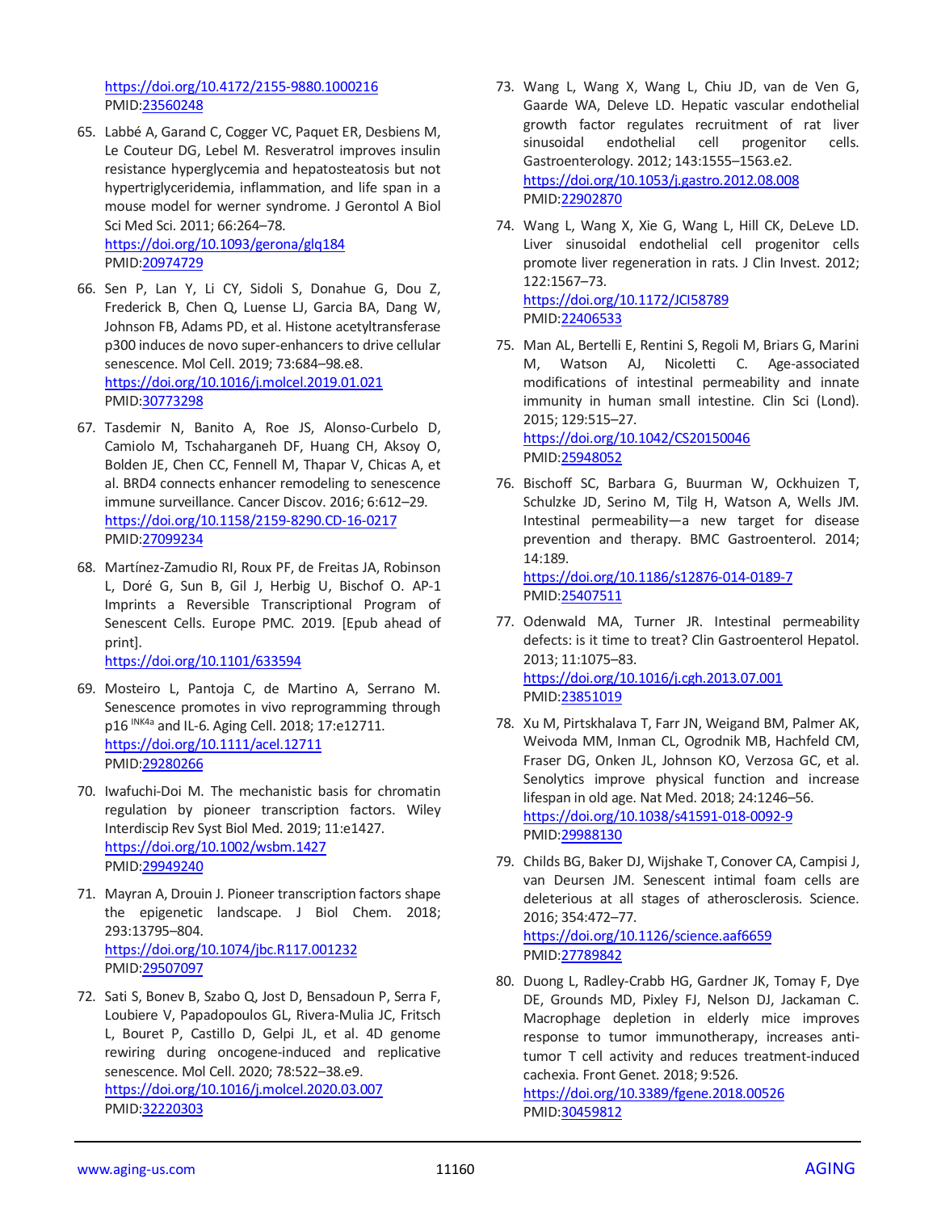https://doi.org/10.4172/2155-9880.1000216
PMID:23560248

65. Labbé A, Garand C, Cogger VC, Paquet ER, Desbiens M, Le Couteur DG, Lebel M. Resveratrol improves insulin resistance hyperglycemia and hepatosteatosis but not hypertriglyceridemia, inflammation, and life span in a mouse model for werner syndrome. J Gerontol A Biol Sci Med Sci. 2011; 66:264–78.
https://doi.org/10.1093/gerona/glq184
PMID:20974729

66. Sen P, Lan Y, Li CY, Sidoli S, Donahue G, Dou Z, Frederick B, Chen Q, Luense LJ, Garcia BA, Dang W, Johnson FB, Adams PD, et al. Histone acetyltransferase p300 induces de novo super-enhancers to drive cellular senescence. Mol Cell. 2019; 73:684–98.e8.
https://doi.org/10.1016/j.molcel.2019.01.021
PMID:30773298

67. Tasdemir N, Banito A, Roe JS, Alonso-Curbelo D, Camiolo M, Tschaharganeh DF, Huang CH, Aksoy O, Bolden JE, Chen CC, Fennell M, Thapar V, Chicas A, et al. BRD4 connects enhancer remodeling to senescence immune surveillance. Cancer Discov. 2016; 6:612–29.
https://doi.org/10.1158/2159-8290.CD-16-0217
PMID:27099234

68. Martínez-Zamudio RI, Roux PF, de Freitas JA, Robinson L, Doré G, Sun B, Gil J, Herbig U, Bischof O. AP-1 Imprints a Reversible Transcriptional Program of Senescent Cells. Europe PMC. 2019. [Epub ahead of print].
https://doi.org/10.1101/633594

69. Mosteiro L, Pantoja C, de Martino A, Serrano M. Senescence promotes in vivo reprogramming through p16 $^{INK4a}$ and IL-6. Aging Cell. 2018; 17:e12711.
https://doi.org/10.1111/acel.12711
PMID:29280266

70. Iwafuchi-Doi M. The mechanistic basis for chromatin regulation by pioneer transcription factors. Wiley Interdiscip Rev Syst Biol Med. 2019; 11:e1427.
https://doi.org/10.1002/wsbm.1427
PMID:29949240

71. Mayran A, Drouin J. Pioneer transcription factors shape the epigenetic landscape. J Biol Chem. 2018; 293:13795–804.
https://doi.org/10.1074/jbc.R117.001232
PMID:29507097

72. Sati S, Bonev B, Szabo Q, Jost D, Bensadoun P, Serra F, Loubiere V, Papadopoulos GL, Rivera-Mulia JC, Fritsch L, Bouret P, Castillo D, Gelpi JL, et al. 4D genome rewiring during oncogene-induced and replicative senescence. Mol Cell. 2020; 78:522–38.e9.
https://doi.org/10.1016/j.molcel.2020.03.007
PMID:32220303

73. Wang L, Wang X, Wang L, Chiu JD, van de Ven G, Gaarde WA, Deleve LD. Hepatic vascular endothelial growth factor regulates recruitment of rat liver sinusoidal endothelial cell progenitor cells. Gastroenterology. 2012; 143:1555–1563.e2.
https://doi.org/10.1053/j.gastro.2012.08.008
PMID:22902870

74. Wang L, Wang X, Xie G, Wang L, Hill CK, DeLeve LD. Liver sinusoidal endothelial cell progenitor cells promote liver regeneration in rats. J Clin Invest. 2012; 122:1567–73.
https://doi.org/10.1172/JCI58789
PMID:22406533

75. Man AL, Bertelli E, Rentini S, Regoli M, Briars G, Marini M, Watson AJ, Nicoletti C. Age-associated modifications of intestinal permeability and innate immunity in human small intestine. Clin Sci (Lond). 2015; 129:515–27.
https://doi.org/10.1042/CS20150046
PMID:25948052

76. Bischoff SC, Barbara G, Buurman W, Ockhuizen T, Schulzke JD, Serino M, Tilg H, Watson A, Wells JM. Intestinal permeability—a new target for disease prevention and therapy. BMC Gastroenterol. 2014; 14:189.
https://doi.org/10.1186/s12876-014-0189-7
PMID:25407511

77. Odenwald MA, Turner JR. Intestinal permeability defects: is it time to treat? Clin Gastroenterol Hepatol. 2013; 11:1075–83.
https://doi.org/10.1016/j.cgh.2013.07.001
PMID:23851019

78. Xu M, Pirtskhalava T, Farr JN, Weigand BM, Palmer AK, Weivoda MM, Inman CL, Ogrodnik MB, Hachfeld CM, Fraser DG, Onken JL, Johnson KO, Verzosa GC, et al. Senolytics improve physical function and increase lifespan in old age. Nat Med. 2018; 24:1246–56.
https://doi.org/10.1038/s41591-018-0092-9
PMID:29988130

79. Childs BG, Baker DJ, Wijshake T, Conover CA, Campisi J, van Deursen JM. Senescent intimal foam cells are deleterious at all stages of atherosclerosis. Science. 2016; 354:472–77.
https://doi.org/10.1126/science.aaf6659
PMID:27789842

80. Duong L, Radley-Crabb HG, Gardner JK, Tomay F, Dye DE, Grounds MD, Pixley FJ, Nelson DJ, Jackaman C. Macrophage depletion in elderly mice improves response to tumor immunotherapy, increases anti-tumor T cell activity and reduces treatment-induced cachexia. Front Genet. 2018; 9:526.
https://doi.org/10.3389/fgene.2018.00526
PMID:30459812